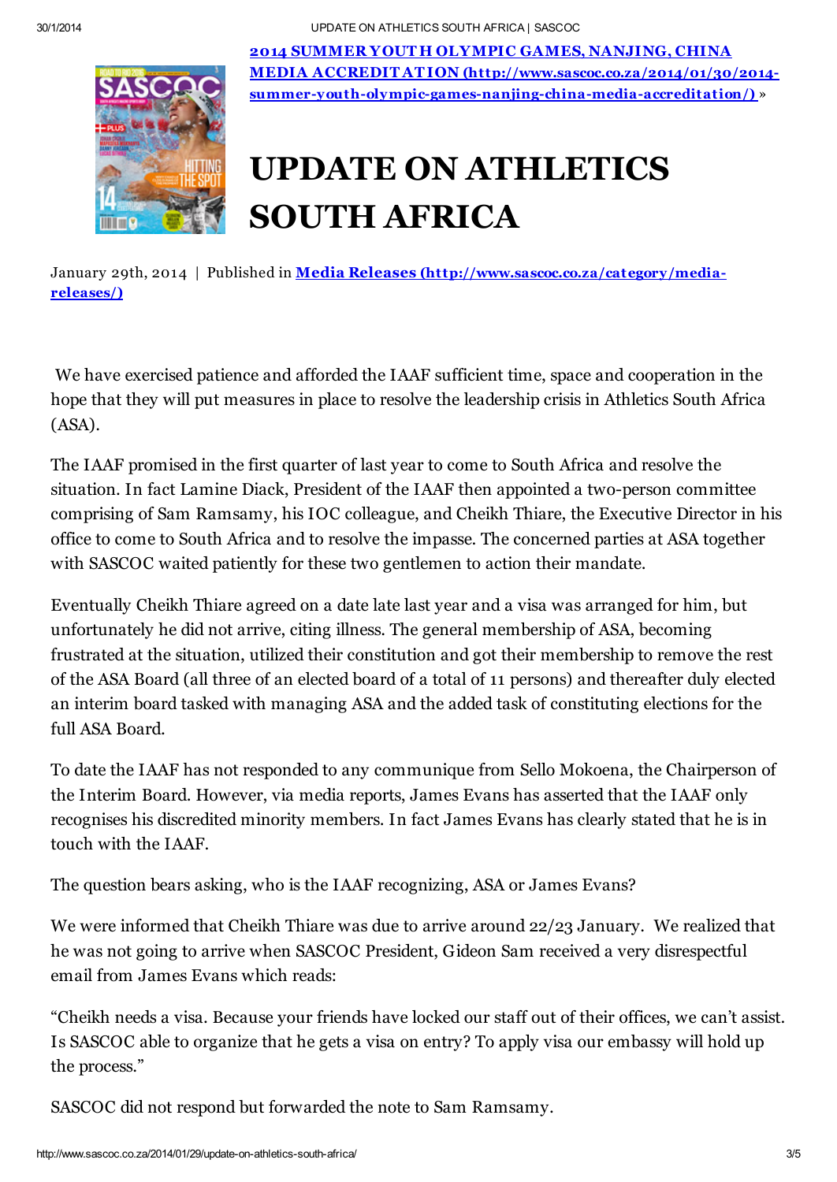**[2014 SUMMER YOUTH OLYMPIC GAMES, NANJING, CHINA MEDIA ACCREDITATION (http://www.sascoc.co.za/2014/01/30/2014-summer-youth-olympic-games-nanjing-china-media-accreditation/)](http://www.sascoc.co.za/2014/01/30/2014-summer-youth-olympic-games-nanjing-china-media-accreditation/)** »

# UPDATE ON ATHLETICS SOUTH AFRICA

January 29th, 2014 | Published in **[Media Releases (http://www.sascoc.co.za/category/media-releases/)](http://www.sascoc.co.za/category/media-releases/)**

We have exercised patience and afforded the IAAF sufficient time, space and cooperation in the hope that they will put measures in place to resolve the leadership crisis in Athletics South Africa (ASA).

The IAAF promised in the first quarter of last year to come to South Africa and resolve the situation. In fact Lamine Diack, President of the IAAF then appointed a two-person committee comprising of Sam Ramsamy, his IOC colleague, and Cheikh Thiare, the Executive Director in his office to come to South Africa and to resolve the impasse. The concerned parties at ASA together with SASCOC waited patiently for these two gentlemen to action their mandate.

Eventually Cheikh Thiare agreed on a date late last year and a visa was arranged for him, but unfortunately he did not arrive, citing illness. The general membership of ASA, becoming frustrated at the situation, utilized their constitution and got their membership to remove the rest of the ASA Board (all three of an elected board of a total of 11 persons) and thereafter duly elected an interim board tasked with managing ASA and the added task of constituting elections for the full ASA Board.

To date the IAAF has not responded to any communique from Sello Mokoena, the Chairperson of the Interim Board. However, via media reports, James Evans has asserted that the IAAF only recognises his discredited minority members. In fact James Evans has clearly stated that he is in touch with the IAAF.

The question bears asking, who is the IAAF recognizing, ASA or James Evans?

We were informed that Cheikh Thiare was due to arrive around 22/23 January. We realized that he was not going to arrive when SASCOC President, Gideon Sam received a very disrespectful email from James Evans which reads:

"Cheikh needs a visa. Because your friends have locked our staff out of their offices, we can't assist. Is SASCOC able to organize that he gets a visa on entry? To apply visa our embassy will hold up the process."

SASCOC did not respond but forwarded the note to Sam Ramsamy.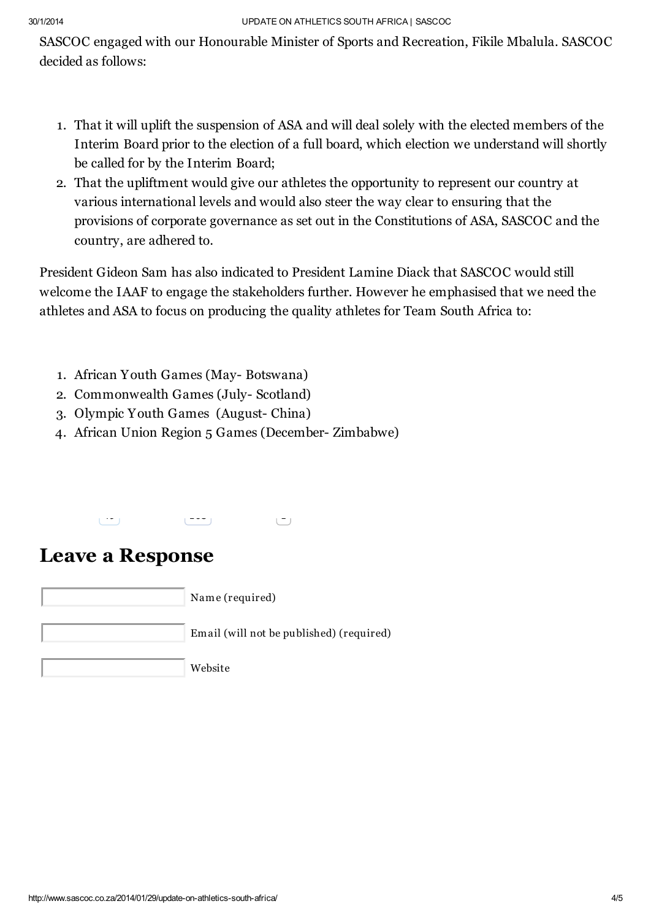SASCOC engaged with our Honourable Minister of Sports and Recreation, Fikile Mbalula. SASCOC decided as follows:

1. That it will uplift the suspension of ASA and will deal solely with the elected members of the Interim Board prior to the election of a full board, which election we understand will shortly be called for by the Interim Board;
2. That the upliftment would give our athletes the opportunity to represent our country at various international levels and would also steer the way clear to ensuring that the provisions of corporate governance as set out in the Constitutions of ASA, SASCOC and the country, are adhered to.

President Gideon Sam has also indicated to President Lamine Diack that SASCOC would still welcome the IAAF to engage the stakeholders further. However he emphasised that we need the athletes and ASA to focus on producing the quality athletes for Team South Africa to:

1. African Youth Games (May- Botswana)
2. Commonwealth Games (July- Scotland)
3. Olympic Youth Games (August- China)
4. African Union Region 5 Games (December- Zimbabwe)

## Leave a Response

Name (required)

Email (will not be published) (required)

Website